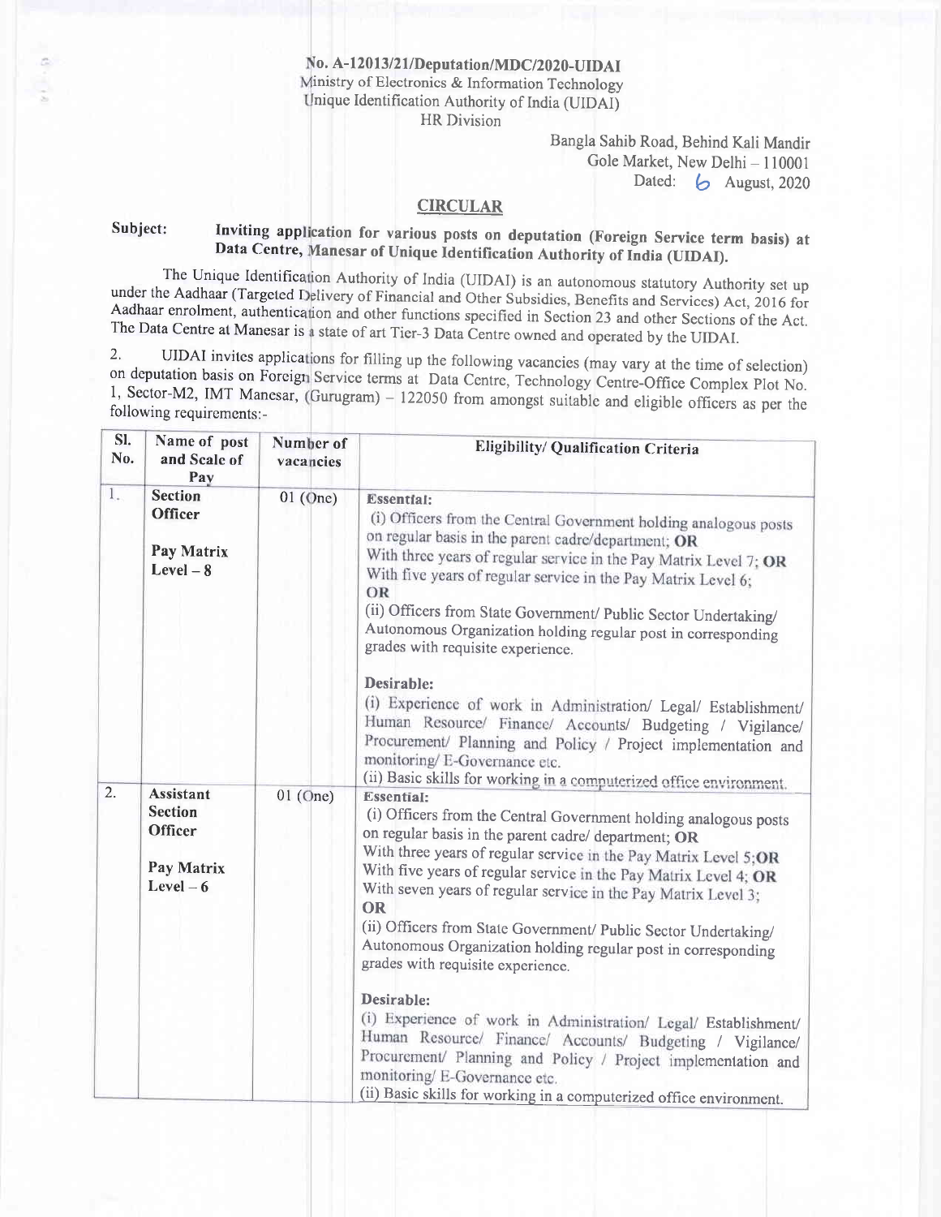No. A-12013/21/Deputation/MDC/2020-UIDAI
Ministry of Electronics & Information Technology
Unique Identification Authority of India (UIDAI)
HR Division

Bangla Sahib Road, Behind Kali Mandir
Gole Market, New Delhi – 110001
Dated: 6 August, 2020

## CIRCULAR

**Subject: Inviting application for various posts on deputation (Foreign Service term basis) at Data Centre, Manesar of Unique Identification Authority of India (UIDAI).**

The Unique Identification Authority of India (UIDAI) is an autonomous statutory Authority set up under the Aadhaar (Targeted Delivery of Financial and Other Subsidies, Benefits and Services) Act, 2016 for Aadhaar enrolment, authentication and other functions specified in Section 23 and other Sections of the Act. The Data Centre at Manesar is a state of art Tier-3 Data Centre owned and operated by the UIDAI.

2. UIDAI invites applications for filling up the following vacancies (may vary at the time of selection) on deputation basis on Foreign Service terms at Data Centre, Technology Centre-Office Complex Plot No. 1, Sector-M2, IMT Manesar, (Gurugram) – 122050 from amongst suitable and eligible officers as per the following requirements:-

| Sl. No. | Name of post and Scale of Pay | Number of vacancies | Eligibility/ Qualification Criteria |
|---|---|---|---|
| 1. | **Section Officer**<br><br>**Pay Matrix Level – 8** | 01 (One) | **Essential:**<br>(i) Officers from the Central Government holding analogous posts on regular basis in the parent cadre/department; **OR**<br>With three years of regular service in the Pay Matrix Level 7; **OR**<br>With five years of regular service in the Pay Matrix Level 6;<br>**OR**<br>(ii) Officers from State Government/ Public Sector Undertaking/ Autonomous Organization holding regular post in corresponding grades with requisite experience.<br><br>**Desirable:**<br>(i) Experience of work in Administration/ Legal/ Establishment/ Human Resource/ Finance/ Accounts/ Budgeting / Vigilance/ Procurement/ Planning and Policy / Project implementation and monitoring/ E-Governance etc.<br>(ii) Basic skills for working in a computerized office environment. |
| 2. | **Assistant Section Officer**<br><br>**Pay Matrix Level – 6** | 01 (One) | **Essential:**<br>(i) Officers from the Central Government holding analogous posts on regular basis in the parent cadre/ department; **OR**<br>With three years of regular service in the Pay Matrix Level 5; **OR**<br>With five years of regular service in the Pay Matrix Level 4; **OR**<br>With seven years of regular service in the Pay Matrix Level 3;<br>**OR**<br>(ii) Officers from State Government/ Public Sector Undertaking/ Autonomous Organization holding regular post in corresponding grades with requisite experience.<br><br>**Desirable:**<br>(i) Experience of work in Administration/ Legal/ Establishment/ Human Resource/ Finance/ Accounts/ Budgeting / Vigilance/ Procurement/ Planning and Policy / Project implementation and monitoring/ E-Governance etc.<br>(ii) Basic skills for working in a computerized office environment. |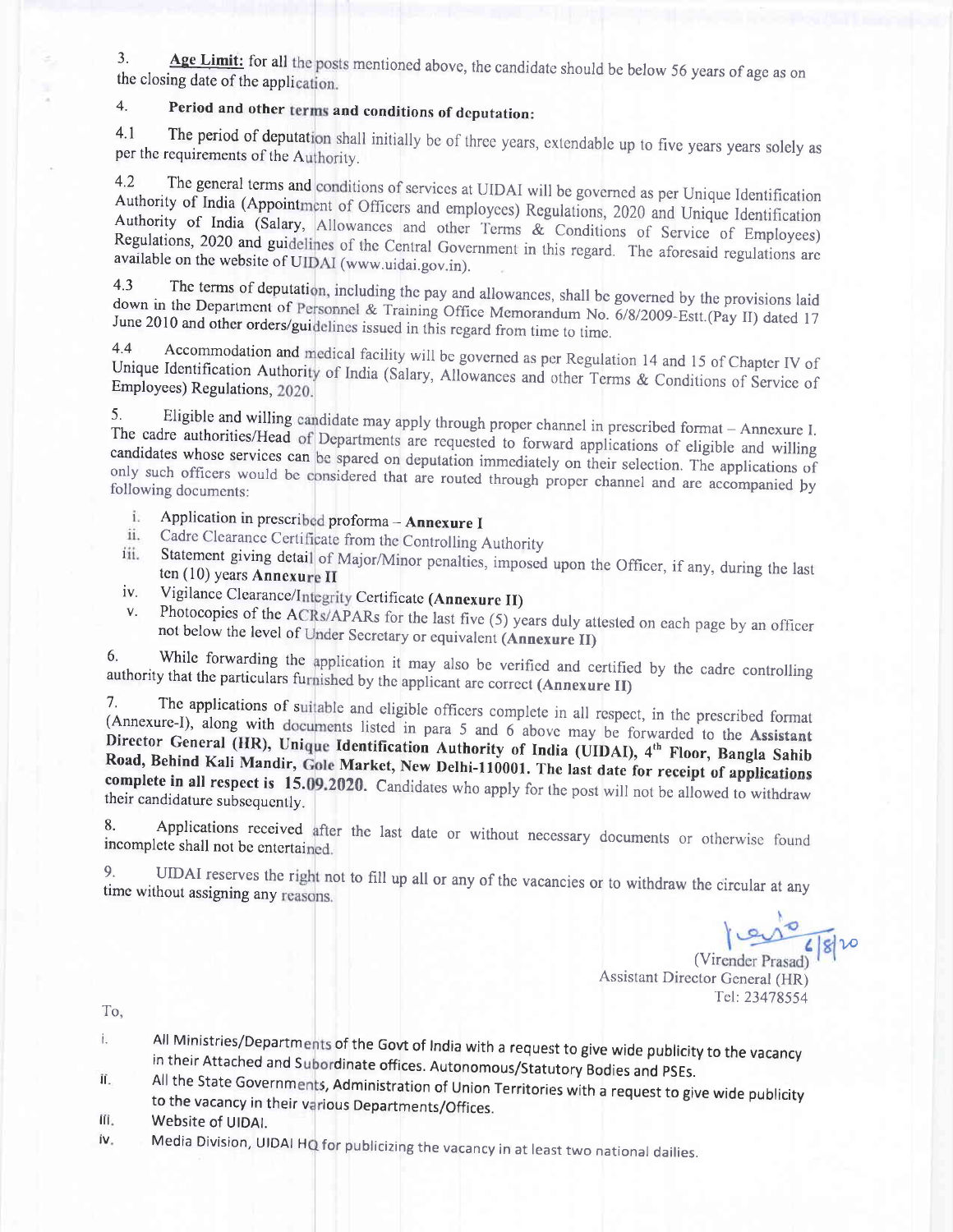3. **Age Limit:** for all the posts mentioned above, the candidate should be below 56 years of age as on the closing date of the application.

4. **Period and other terms and conditions of deputation:**

4.1 The period of deputation shall initially be of three years, extendable up to five years years solely as per the requirements of the Authority.

4.2 The general terms and conditions of services at UIDAI will be governed as per Unique Identification Authority of India (Appointment of Officers and employees) Regulations, 2020 and Unique Identification Authority of India (Salary, Allowances and other Terms & Conditions of Service of Employees) Regulations, 2020 and guidelines of the Central Government in this regard. The aforesaid regulations are available on the website of UIDAI (www.uidai.gov.in).

4.3 The terms of deputation, including the pay and allowances, shall be governed by the provisions laid down in the Department of Personnel & Training Office Memorandum No. 6/8/2009-Estt.(Pay II) dated 17 June 2010 and other orders/guidelines issued in this regard from time to time.

4.4 Accommodation and medical facility will be governed as per Regulation 14 and 15 of Chapter IV of Unique Identification Authority of India (Salary, Allowances and other Terms & Conditions of Service of Employees) Regulations, 2020.

5. Eligible and willing candidate may apply through proper channel in prescribed format – Annexure I. The cadre authorities/Head of Departments are requested to forward applications of eligible and willing candidates whose services can be spared on deputation immediately on their selection. The applications of only such officers would be considered that are routed through proper channel and are accompanied by following documents:

i. Application in prescribed proforma – **Annexure I**
ii. Cadre Clearance Certificate from the Controlling Authority
iii. Statement giving detail of Major/Minor penalties, imposed upon the Officer, if any, during the last ten (10) years **Annexure II**
iv. Vigilance Clearance/Integrity Certificate **(Annexure II)**
v. Photocopies of the ACRs/APARs for the last five (5) years duly attested on each page by an officer not below the level of Under Secretary or equivalent **(Annexure II)**

6. While forwarding the application it may also be verified and certified by the cadre controlling authority that the particulars furnished by the applicant are correct **(Annexure II)**

7. The applications of suitable and eligible officers complete in all respect, in the prescribed format (Annexure-I), along with documents listed in para 5 and 6 above may be forwarded to the **Assistant Director General (HR), Unique Identification Authority of India (UIDAI), 4th Floor, Bangla Sahib Road, Behind Kali Mandir, Gole Market, New Delhi-110001. The last date for receipt of applications complete in all respect is 15.09.2020.** Candidates who apply for the post will not be allowed to withdraw their candidature subsequently.

8. Applications received after the last date or without necessary documents or otherwise found incomplete shall not be entertained.

9. UIDAI reserves the right not to fill up all or any of the vacancies or to withdraw the circular at any time without assigning any reasons.

6/8/20
(Virender Prasad)
Assistant Director General (HR)
Tel: 23478554

To,

i. All Ministries/Departments of the Govt of India with a request to give wide publicity to the vacancy in their Attached and Subordinate offices. Autonomous/Statutory Bodies and PSEs.
ii. All the State Governments, Administration of Union Territories with a request to give wide publicity to the vacancy in their various Departments/Offices.
iii. Website of UIDAI.
iv. Media Division, UIDAI HQ for publicizing the vacancy in at least two national dailies.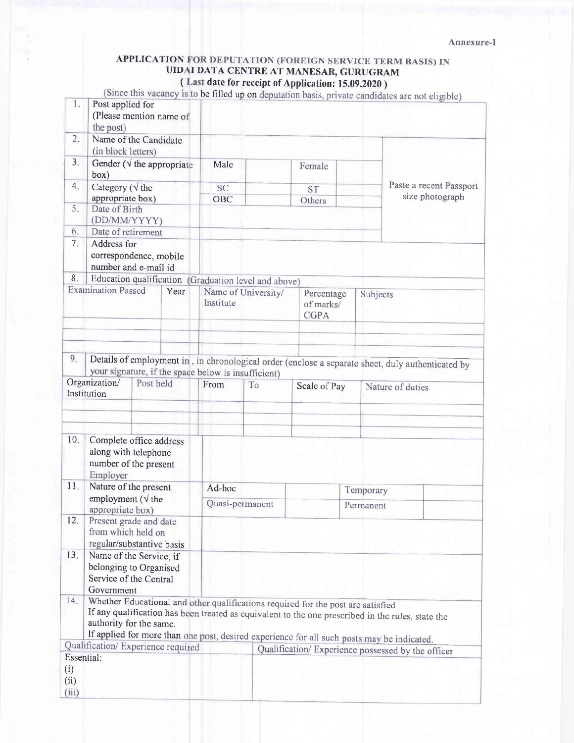Annexure-I

# APPLICATION FOR DEPUTATION (FOREIGN SERVICE TERM BASIS) IN UIDAI DATA CENTRE AT MANESAR, GURUGRAM

**( Last date for receipt of Application: 15.09.2020 )**

(Since this vacancy is to be filled up on deputation basis, private candidates are not eligible)

| | | | | | | |
|---|---|---|---|---|---|---|
| 1. | Post applied for (Please mention name of the post) | | | | | |
| 2. | Name of the Candidate (in block letters) | | | | | Paste a recent Passport size photograph |
| 3. | Gender (√ the appropriate box) | Male | | Female | | |
| 4. | Category (√ the appropriate box) | SC | | ST | | |
| | | OBC | | Others | | |
| 5. | Date of Birth (DD/MM/YYYY) | | | | | |
| 6. | Date of retirement | | | | | |
| 7. | Address for correspondence, mobile number and e-mail id | | | | | |

8. Education qualification (Graduation level and above)

| Examination Passed | Year | Name of University/ Institute | Percentage of marks/ CGPA | Subjects |
|---|---|---|---|---|
| | | | | |
| | | | | |
| | | | | |

9. Details of employment in , in chronological order (enclose a separate sheet, duly authenticated by your signature, if the space below is insufficient)

| Organization/ Institution | Post held | From | To | Scale of Pay | Nature of duties |
|---|---|---|---|---|---|
| | | | | | |
| | | | | | |
| | | | | | |

| | | | | | |
|---|---|---|---|---|---|
| 10. | Complete office address along with telephone number of the present Employer | | | | |
| 11. | Nature of the present employment (√ the appropriate box) | Ad-hoc | | Temporary | |
| | | Quasi-permanent | | Permanent | |
| 12. | Present grade and date from which held on regular/substantive basis | | | | |
| 13. | Name of the Service, if belonging to Organised Service of the Central Government | | | | |

14. Whether Educational and other qualifications required for the post are satisfied
If any qualification has been treated as equivalent to the one prescribed in the rules, state the authority for the same.
If applied for more than one post, desired experience for all such posts may be indicated.

| Qualification/ Experience required | Qualification/ Experience possessed by the officer |
|---|---|
| Essential:<br>(i)<br>(ii)<br>(iii) | |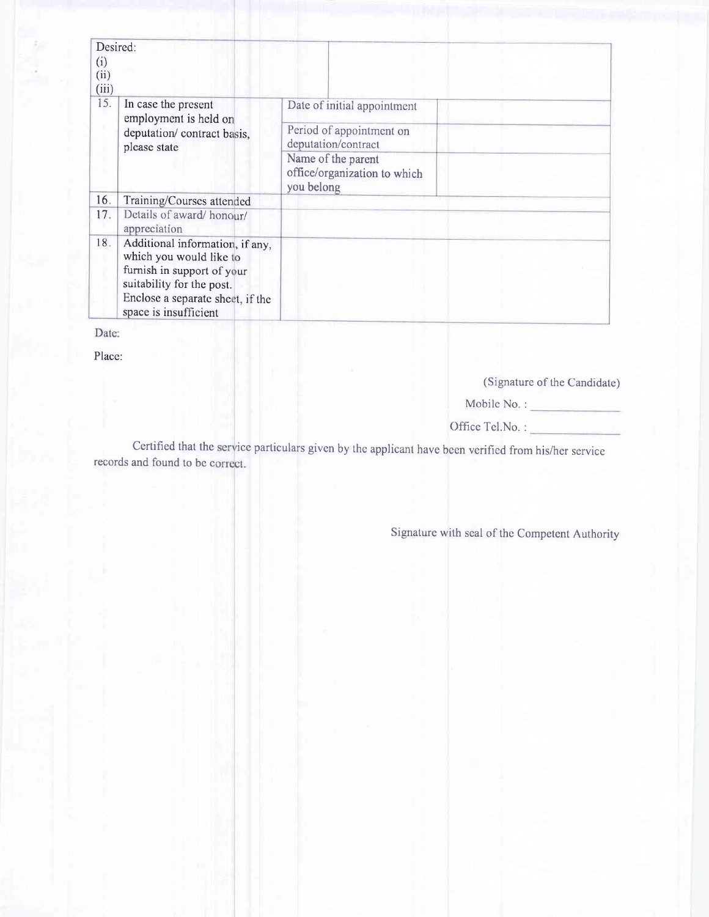| | | | |
|---|---|---|---|
| Desired:<br>(i)<br>(ii)<br>(iii) | | | |
| 15. | In case the present employment is held on deputation/ contract basis, please state | Date of initial appointment | |
| | | Period of appointment on deputation/contract | |
| | | Name of the parent office/organization to which you belong | |
| 16. | Training/Courses attended | | |
| 17. | Details of award/ honour/ appreciation | | |
| 18. | Additional information, if any, which you would like to furnish in support of your suitability for the post. Enclose a separate sheet, if the space is insufficient | | |

Date:

Place:

(Signature of the Candidate)

Mobile No. : _______________

Office Tel.No. : _______________

Certified that the service particulars given by the applicant have been verified from his/her service records and found to be correct.

Signature with seal of the Competent Authority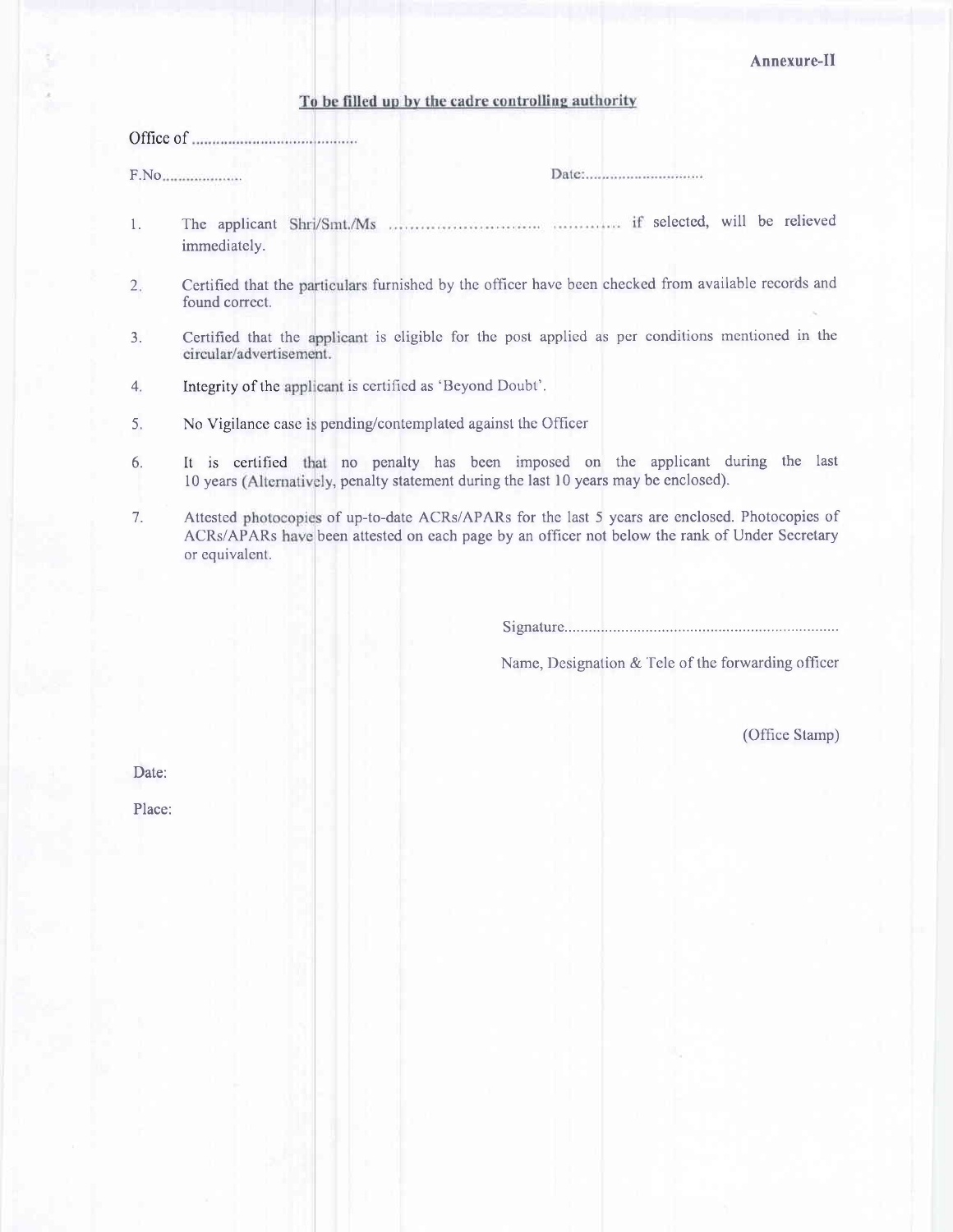Annexure-II

**To be filled up by the cadre controlling authority**

Office of ..........................................

F.No.................... Date:.............................

1. The applicant Shri/Smt./Ms ............................ ............ if selected, will be relieved immediately.

2. Certified that the particulars furnished by the officer have been checked from available records and found correct.

3. Certified that the applicant is eligible for the post applied as per conditions mentioned in the circular/advertisement.

4. Integrity of the applicant is certified as 'Beyond Doubt'.

5. No Vigilance case is pending/contemplated against the Officer

6. It is certified that no penalty has been imposed on the applicant during the last 10 years (Alternatively, penalty statement during the last 10 years may be enclosed).

7. Attested photocopies of up-to-date ACRs/APARs for the last 5 years are enclosed. Photocopies of ACRs/APARs have been attested on each page by an officer not below the rank of Under Secretary or equivalent.

Signature..................................................................

Name, Designation & Tele of the forwarding officer

(Office Stamp)

Date:

Place: